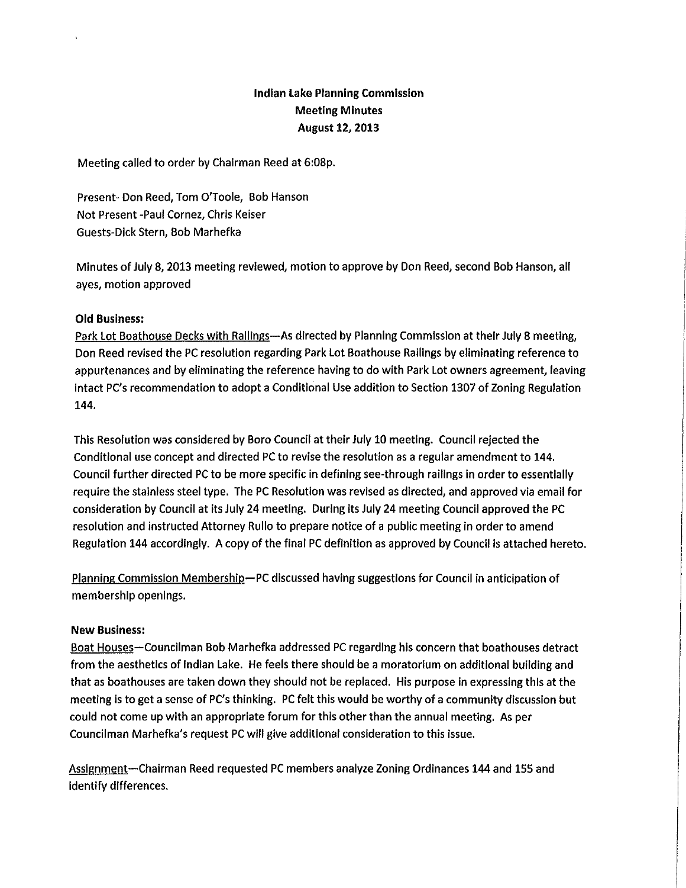**Indian Lake Planning Commission**
**Meeting Minutes**
**August 12, 2013**

Meeting called to order by Chairman Reed at 6:08p.

Present- Don Reed, Tom O'Toole, Bob Hanson
Not Present -Paul Cornez, Chris Keiser
Guests-Dick Stern, Bob Marhefka

Minutes of July 8, 2013 meeting reviewed, motion to approve by Don Reed, second Bob Hanson, all ayes, motion approved

**Old Business:**

Park Lot Boathouse Decks with Railings—As directed by Planning Commission at their July 8 meeting, Don Reed revised the PC resolution regarding Park Lot Boathouse Railings by eliminating reference to appurtenances and by eliminating the reference having to do with Park Lot owners agreement, leaving intact PC's recommendation to adopt a Conditional Use addition to Section 1307 of Zoning Regulation 144.

This Resolution was considered by Boro Council at their July 10 meeting. Council rejected the Conditional use concept and directed PC to revise the resolution as a regular amendment to 144. Council further directed PC to be more specific in defining see-through railings in order to essentially require the stainless steel type. The PC Resolution was revised as directed, and approved via email for consideration by Council at its July 24 meeting. During its July 24 meeting Council approved the PC resolution and instructed Attorney Rullo to prepare notice of a public meeting in order to amend Regulation 144 accordingly. A copy of the final PC definition as approved by Council is attached hereto.

Planning Commission Membership—PC discussed having suggestions for Council in anticipation of membership openings.

**New Business:**

Boat Houses—Councilman Bob Marhefka addressed PC regarding his concern that boathouses detract from the aesthetics of Indian Lake. He feels there should be a moratorium on additional building and that as boathouses are taken down they should not be replaced. His purpose in expressing this at the meeting is to get a sense of PC's thinking. PC felt this would be worthy of a community discussion but could not come up with an appropriate forum for this other than the annual meeting. As per Councilman Marhefka's request PC will give additional consideration to this issue.

Assignment—Chairman Reed requested PC members analyze Zoning Ordinances 144 and 155 and identify differences.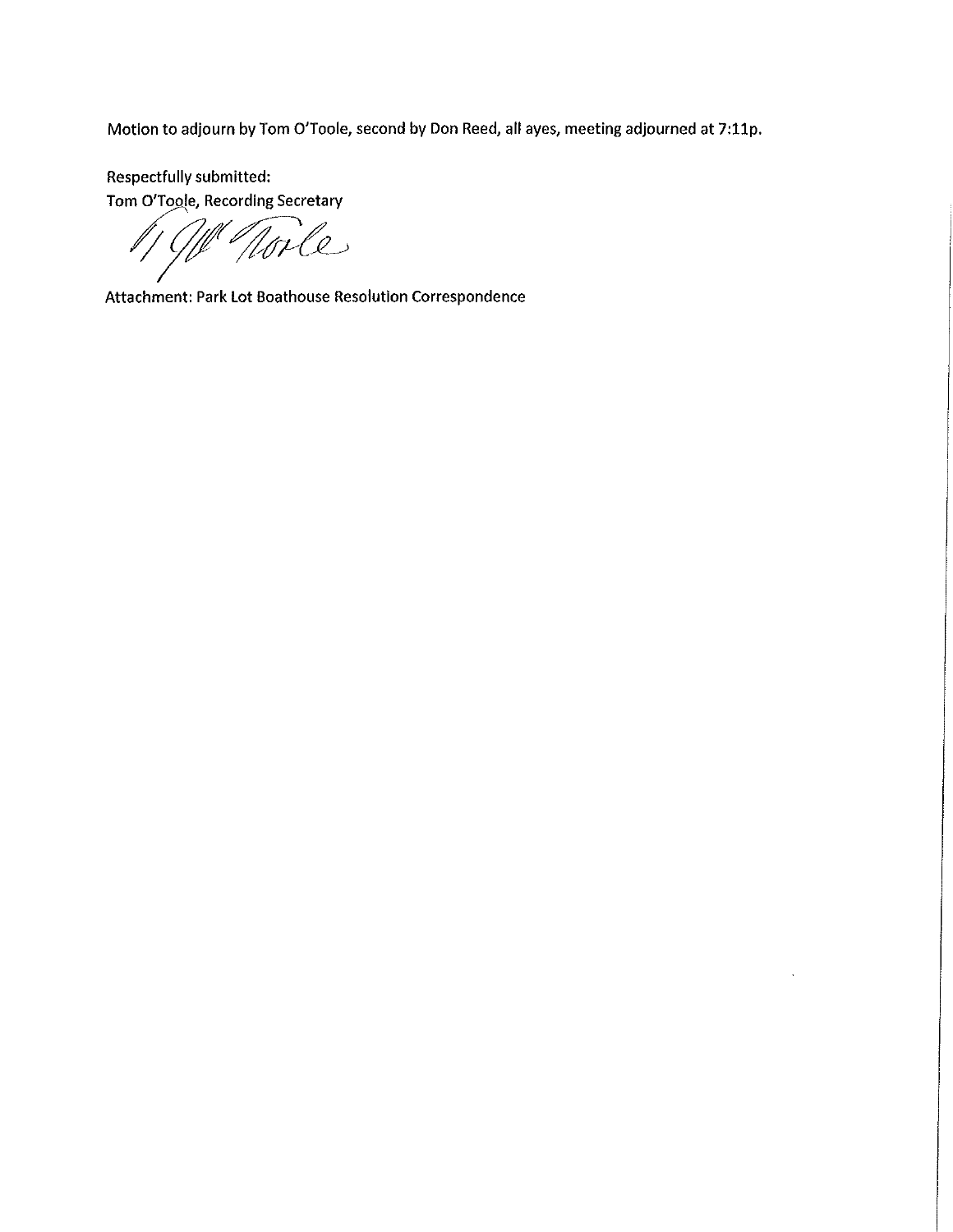Motion to adjourn by Tom O'Toole, second by Don Reed, all ayes, meeting adjourned at 7:11p.

Respectfully submitted:
Tom O'Toole, Recording Secretary

Attachment: Park Lot Boathouse Resolution Correspondence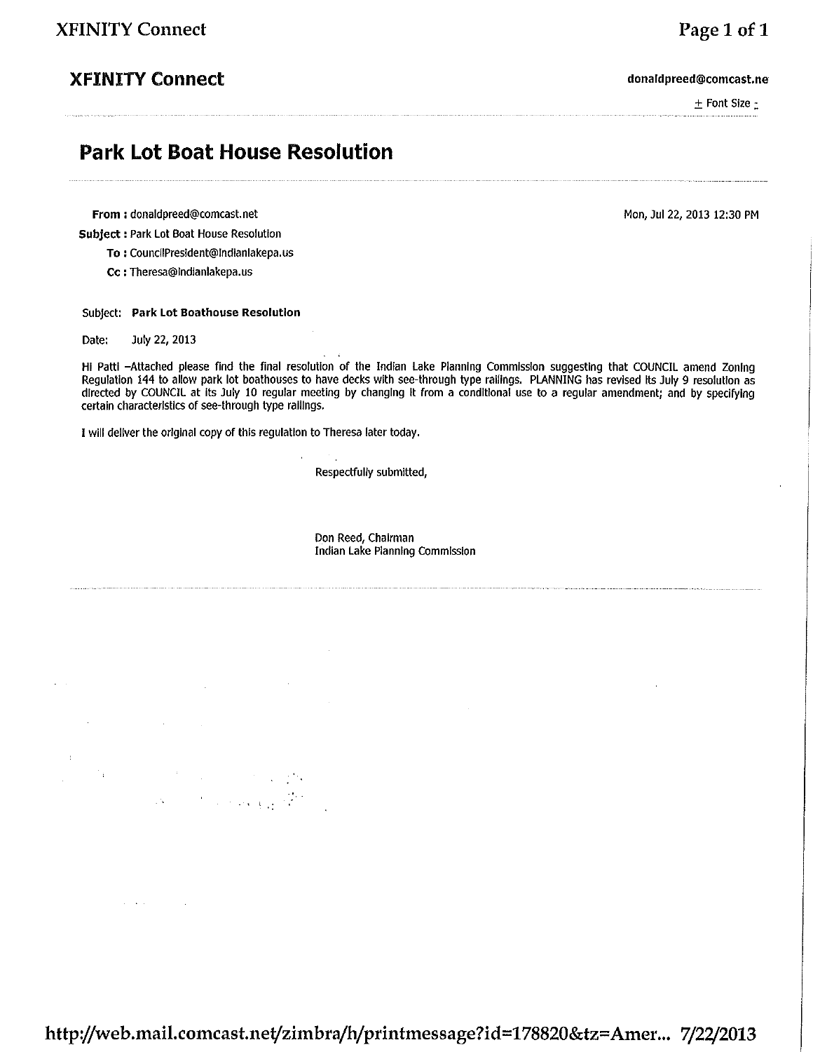## XFINITY Connect

donaldpreed@comcast.ne

± Font Size -

# Park Lot Boat House Resolution

**From :** donaldpreed@comcast.net  
**Subject :** Park Lot Boat House Resolution  
**To :** CouncilPresident@indianlakepa.us  
**Cc :** Theresa@indianlakepa.us

Mon, Jul 22, 2013 12:30 PM

Subject: **Park Lot Boathouse Resolution**

Date: July 22, 2013

Hi Patti –Attached please find the final resolution of the Indian Lake Planning Commission suggesting that COUNCIL amend Zoning Regulation 144 to allow park lot boathouses to have decks with see-through type railings. PLANNING has revised its July 9 resolution as directed by COUNCIL at its July 10 regular meeting by changing it from a conditional use to a regular amendment; and by specifying certain characteristics of see-through type railings.

I will deliver the original copy of this regulation to Theresa later today.

Respectfully submitted,

Don Reed, Chairman  
Indian Lake Planning Commission

http://web.mail.comcast.net/zimbra/h/printmessage?id=178820&tz=Amer... 7/22/2013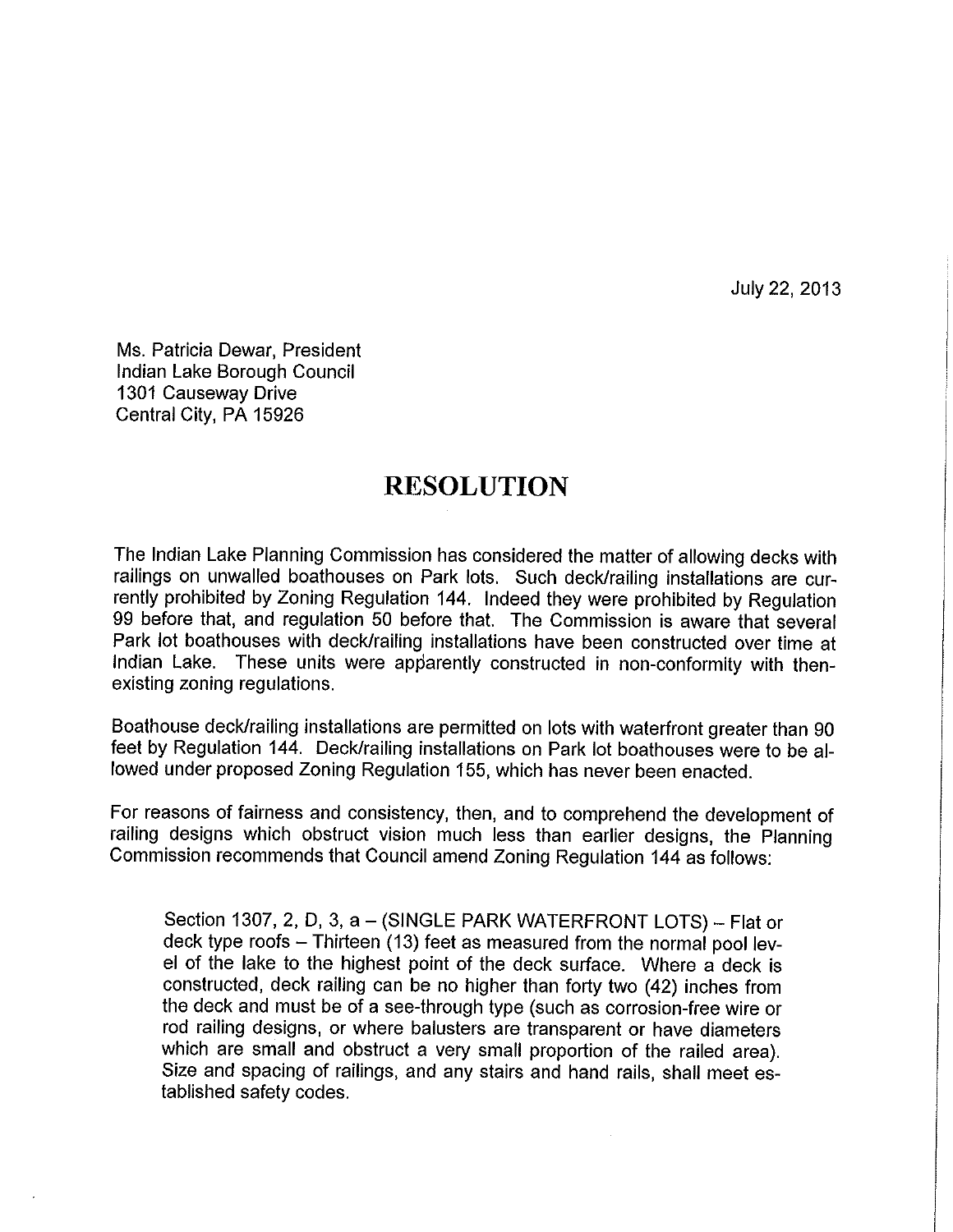July 22, 2013

Ms. Patricia Dewar, President
Indian Lake Borough Council
1301 Causeway Drive
Central City, PA 15926

# RESOLUTION

The Indian Lake Planning Commission has considered the matter of allowing decks with railings on unwalled boathouses on Park lots. Such deck/railing installations are currently prohibited by Zoning Regulation 144. Indeed they were prohibited by Regulation 99 before that, and regulation 50 before that. The Commission is aware that several Park lot boathouses with deck/railing installations have been constructed over time at Indian Lake. These units were apparently constructed in non-conformity with then-existing zoning regulations.

Boathouse deck/railing installations are permitted on lots with waterfront greater than 90 feet by Regulation 144. Deck/railing installations on Park lot boathouses were to be allowed under proposed Zoning Regulation 155, which has never been enacted.

For reasons of fairness and consistency, then, and to comprehend the development of railing designs which obstruct vision much less than earlier designs, the Planning Commission recommends that Council amend Zoning Regulation 144 as follows:

> Section 1307, 2, D, 3, a – (SINGLE PARK WATERFRONT LOTS) – Flat or deck type roofs – Thirteen (13) feet as measured from the normal pool level of the lake to the highest point of the deck surface. Where a deck is constructed, deck railing can be no higher than forty two (42) inches from the deck and must be of a see-through type (such as corrosion-free wire or rod railing designs, or where balusters are transparent or have diameters which are small and obstruct a very small proportion of the railed area). Size and spacing of railings, and any stairs and hand rails, shall meet established safety codes.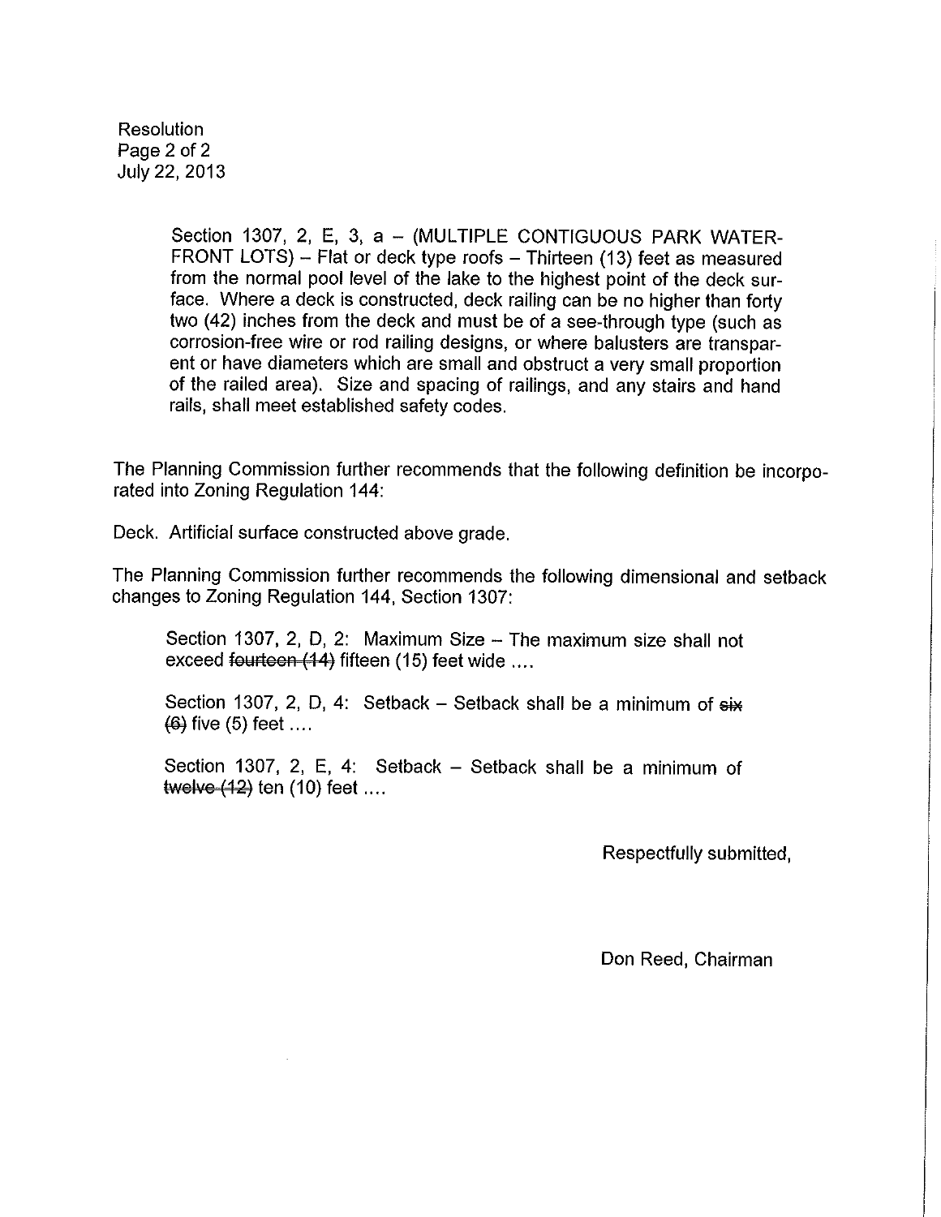Section 1307, 2, E, 3, a – (MULTIPLE CONTIGUOUS PARK WATER-FRONT LOTS) – Flat or deck type roofs – Thirteen (13) feet as measured from the normal pool level of the lake to the highest point of the deck surface. Where a deck is constructed, deck railing can be no higher than forty two (42) inches from the deck and must be of a see-through type (such as corrosion-free wire or rod railing designs, or where balusters are transparent or have diameters which are small and obstruct a very small proportion of the railed area). Size and spacing of railings, and any stairs and hand rails, shall meet established safety codes.

The Planning Commission further recommends that the following definition be incorporated into Zoning Regulation 144:

Deck. Artificial surface constructed above grade.

The Planning Commission further recommends the following dimensional and setback changes to Zoning Regulation 144, Section 1307:

> Section 1307, 2, D, 2: Maximum Size – The maximum size shall not exceed ~~fourteen (14)~~ fifteen (15) feet wide ....
>
> Section 1307, 2, D, 4: Setback – Setback shall be a minimum of ~~six (6)~~ five (5) feet ....
>
> Section 1307, 2, E, 4: Setback – Setback shall be a minimum of ~~twelve (12)~~ ten (10) feet ....

Respectfully submitted,

Don Reed, Chairman